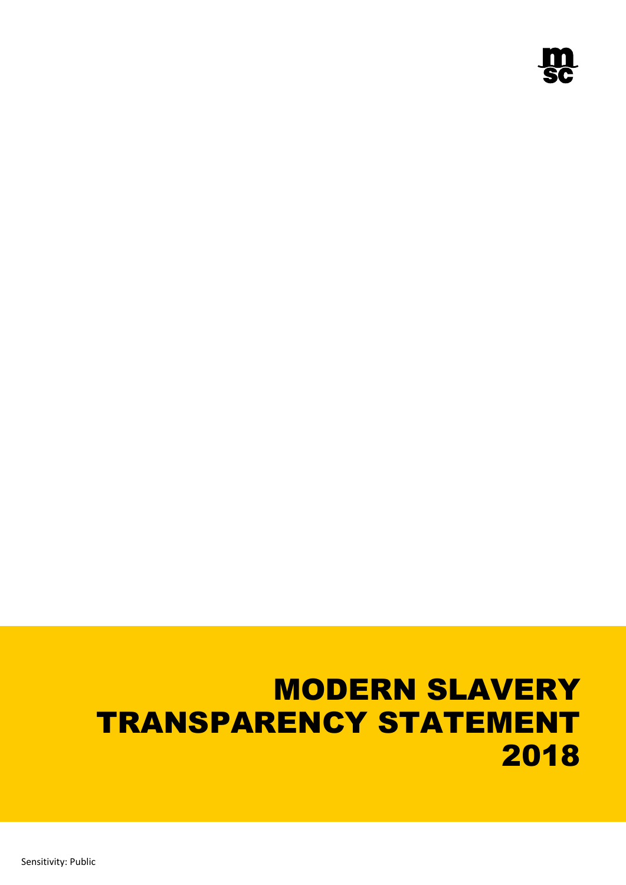# MODERN SLAVERY TRANSPARENCY STATEMENT 2018

Sensitivity: Public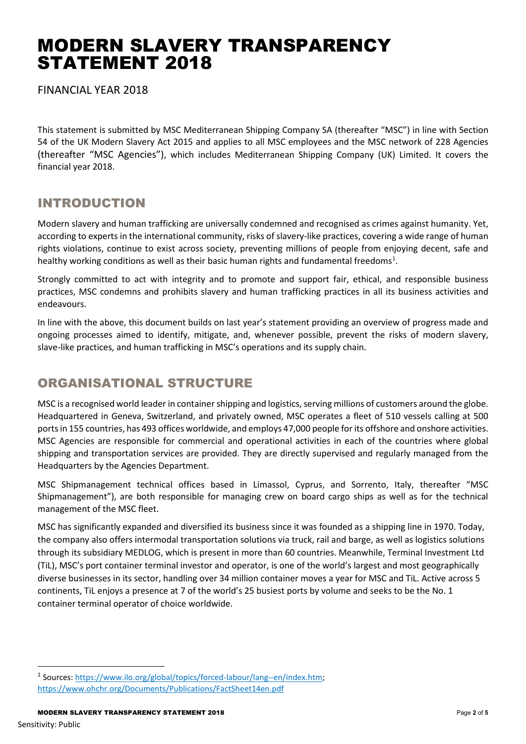# MODERN SLAVERY TRANSPARENCY STATEMENT 2018

FINANCIAL YEAR 2018

This statement is submitted by MSC Mediterranean Shipping Company SA (thereafter "MSC") in line with Section 54 of the UK Modern Slavery Act 2015 and applies to all MSC employees and the MSC network of 228 Agencies (thereafter "MSC Agencies"), which includes Mediterranean Shipping Company (UK) Limited. It covers the financial year 2018.

## INTRODUCTION

Modern slavery and human trafficking are universally condemned and recognised as crimes against humanity. Yet, according to experts in the international community, risks of slavery-like practices, covering a wide range of human rights violations, continue to exist across society, preventing millions of people from enjoying decent, safe and healthy working conditions as well as their basic human rights and fundamental freedoms[1].

Strongly committed to act with integrity and to promote and support fair, ethical, and responsible business practices, MSC condemns and prohibits slavery and human trafficking practices in all its business activities and endeavours.

In line with the above, this document builds on last year's statement providing an overview of progress made and ongoing processes aimed to identify, mitigate, and, whenever possible, prevent the risks of modern slavery, slave-like practices, and human trafficking in MSC's operations and its supply chain.

## ORGANISATIONAL STRUCTURE

MSC is a recognised world leader in container shipping and logistics, serving millions of customers around the globe. Headquartered in Geneva, Switzerland, and privately owned, MSC operates a fleet of 510 vessels calling at 500 ports in 155 countries, has 493 offices worldwide, and employs 47,000 people for its offshore and onshore activities. MSC Agencies are responsible for commercial and operational activities in each of the countries where global shipping and transportation services are provided. They are directly supervised and regularly managed from the Headquarters by the Agencies Department.

MSC Shipmanagement technical offices based in Limassol, Cyprus, and Sorrento, Italy, thereafter "MSC Shipmanagement"), are both responsible for managing crew on board cargo ships as well as for the technical management of the MSC fleet.

MSC has significantly expanded and diversified its business since it was founded as a shipping line in 1970. Today, the company also offers intermodal transportation solutions via truck, rail and barge, as well as logistics solutions through its subsidiary MEDLOG, which is present in more than 60 countries. Meanwhile, Terminal Investment Ltd (TiL), MSC's port container terminal investor and operator, is one of the world's largest and most geographically diverse businesses in its sector, handling over 34 million container moves a year for MSC and TiL. Active across 5 continents, TiL enjoys a presence at 7 of the world's 25 busiest ports by volume and seeks to be the No. 1 container terminal operator of choice worldwide.

---

[1] Sources: https://www.ilo.org/global/topics/forced-labour/lang--en/index.htm; https://www.ohchr.org/Documents/Publications/FactSheet14en.pdf

Sensitivity: Public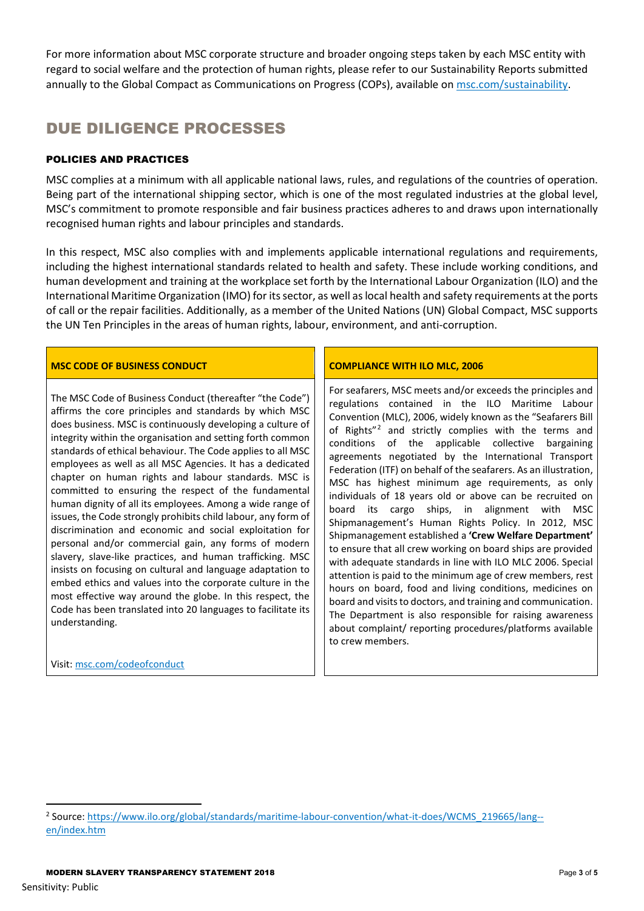For more information about MSC corporate structure and broader ongoing steps taken by each MSC entity with regard to social welfare and the protection of human rights, please refer to our Sustainability Reports submitted annually to the Global Compact as Communications on Progress (COPs), available on msc.com/sustainability.

## DUE DILIGENCE PROCESSES

### POLICIES AND PRACTICES

MSC complies at a minimum with all applicable national laws, rules, and regulations of the countries of operation. Being part of the international shipping sector, which is one of the most regulated industries at the global level, MSC's commitment to promote responsible and fair business practices adheres to and draws upon internationally recognised human rights and labour principles and standards.

In this respect, MSC also complies with and implements applicable international regulations and requirements, including the highest international standards related to health and safety. These include working conditions, and human development and training at the workplace set forth by the International Labour Organization (ILO) and the International Maritime Organization (IMO) for its sector, as well as local health and safety requirements at the ports of call or the repair facilities. Additionally, as a member of the United Nations (UN) Global Compact, MSC supports the UN Ten Principles in the areas of human rights, labour, environment, and anti-corruption.

#### MSC CODE OF BUSINESS CONDUCT

The MSC Code of Business Conduct (thereafter "the Code") affirms the core principles and standards by which MSC does business. MSC is continuously developing a culture of integrity within the organisation and setting forth common standards of ethical behaviour. The Code applies to all MSC employees as well as all MSC Agencies. It has a dedicated chapter on human rights and labour standards. MSC is committed to ensuring the respect of the fundamental human dignity of all its employees. Among a wide range of issues, the Code strongly prohibits child labour, any form of discrimination and economic and social exploitation for personal and/or commercial gain, any forms of modern slavery, slave-like practices, and human trafficking. MSC insists on focusing on cultural and language adaptation to embed ethics and values into the corporate culture in the most effective way around the globe. In this respect, the Code has been translated into 20 languages to facilitate its understanding.

Visit: msc.com/codeofconduct

#### COMPLIANCE WITH ILO MLC, 2006

For seafarers, MSC meets and/or exceeds the principles and regulations contained in the ILO Maritime Labour Convention (MLC), 2006, widely known as the "Seafarers Bill of Rights"[2] and strictly complies with the terms and conditions of the applicable collective bargaining agreements negotiated by the International Transport Federation (ITF) on behalf of the seafarers. As an illustration, MSC has highest minimum age requirements, as only individuals of 18 years old or above can be recruited on board its cargo ships, in alignment with MSC Shipmanagement's Human Rights Policy. In 2012, MSC Shipmanagement established a **'Crew Welfare Department'** to ensure that all crew working on board ships are provided with adequate standards in line with ILO MLC 2006. Special attention is paid to the minimum age of crew members, rest hours on board, food and living conditions, medicines on board and visits to doctors, and training and communication. The Department is also responsible for raising awareness about complaint/ reporting procedures/platforms available to crew members.

---

[2] Source: https://www.ilo.org/global/standards/maritime-labour-convention/what-it-does/WCMS_219665/lang--en/index.htm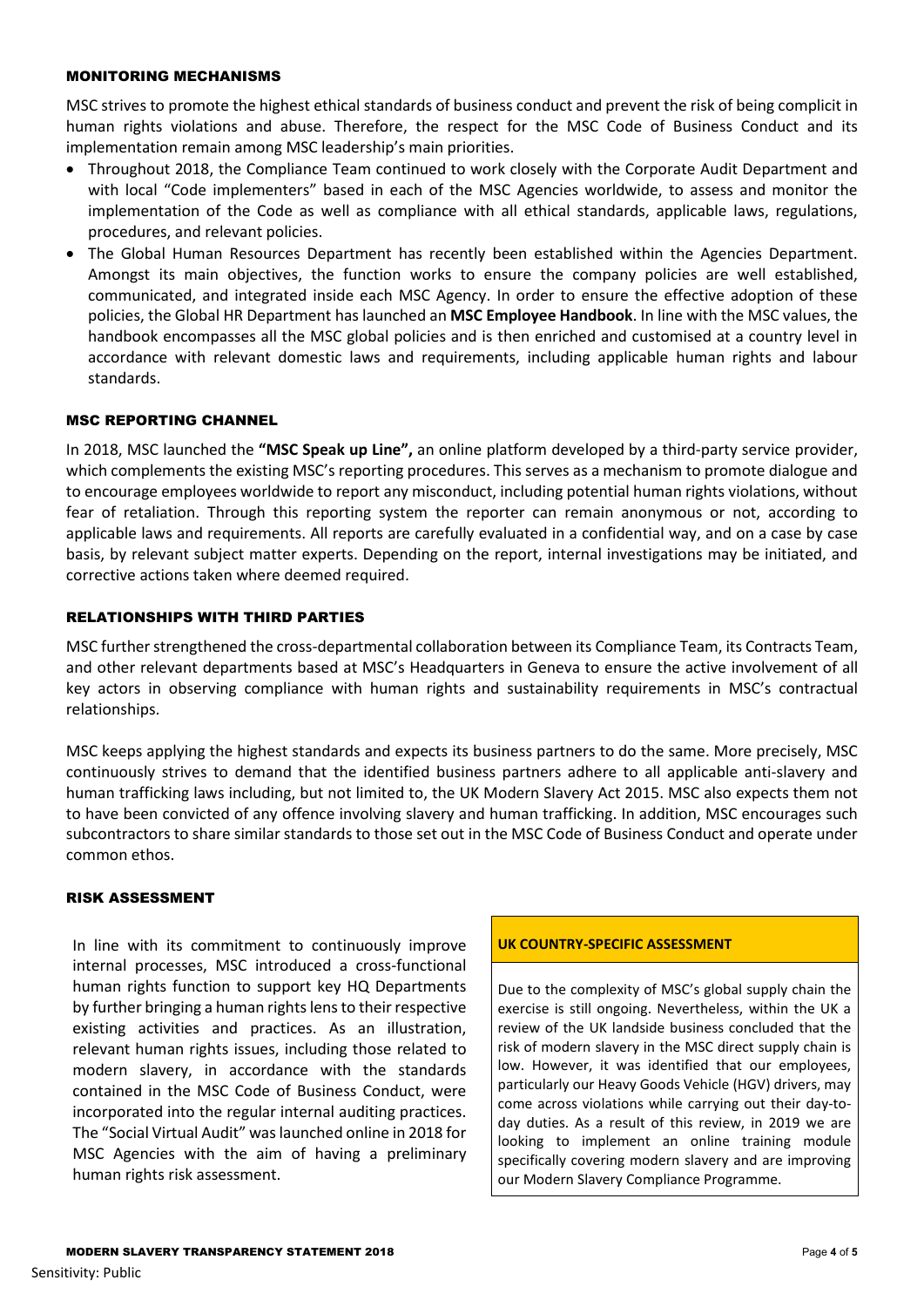## MONITORING MECHANISMS

MSC strives to promote the highest ethical standards of business conduct and prevent the risk of being complicit in human rights violations and abuse. Therefore, the respect for the MSC Code of Business Conduct and its implementation remain among MSC leadership's main priorities.

- Throughout 2018, the Compliance Team continued to work closely with the Corporate Audit Department and with local "Code implementers" based in each of the MSC Agencies worldwide, to assess and monitor the implementation of the Code as well as compliance with all ethical standards, applicable laws, regulations, procedures, and relevant policies.
- The Global Human Resources Department has recently been established within the Agencies Department. Amongst its main objectives, the function works to ensure the company policies are well established, communicated, and integrated inside each MSC Agency. In order to ensure the effective adoption of these policies, the Global HR Department has launched an **MSC Employee Handbook**. In line with the MSC values, the handbook encompasses all the MSC global policies and is then enriched and customised at a country level in accordance with relevant domestic laws and requirements, including applicable human rights and labour standards.

## MSC REPORTING CHANNEL

In 2018, MSC launched the **"MSC Speak up Line",** an online platform developed by a third-party service provider, which complements the existing MSC's reporting procedures. This serves as a mechanism to promote dialogue and to encourage employees worldwide to report any misconduct, including potential human rights violations, without fear of retaliation. Through this reporting system the reporter can remain anonymous or not, according to applicable laws and requirements. All reports are carefully evaluated in a confidential way, and on a case by case basis, by relevant subject matter experts. Depending on the report, internal investigations may be initiated, and corrective actions taken where deemed required.

## RELATIONSHIPS WITH THIRD PARTIES

MSC further strengthened the cross-departmental collaboration between its Compliance Team, its Contracts Team, and other relevant departments based at MSC's Headquarters in Geneva to ensure the active involvement of all key actors in observing compliance with human rights and sustainability requirements in MSC's contractual relationships.

MSC keeps applying the highest standards and expects its business partners to do the same. More precisely, MSC continuously strives to demand that the identified business partners adhere to all applicable anti-slavery and human trafficking laws including, but not limited to, the UK Modern Slavery Act 2015. MSC also expects them not to have been convicted of any offence involving slavery and human trafficking. In addition, MSC encourages such subcontractors to share similar standards to those set out in the MSC Code of Business Conduct and operate under common ethos.

## RISK ASSESSMENT

In line with its commitment to continuously improve internal processes, MSC introduced a cross-functional human rights function to support key HQ Departments by further bringing a human rights lens to their respective existing activities and practices. As an illustration, relevant human rights issues, including those related to modern slavery, in accordance with the standards contained in the MSC Code of Business Conduct, were incorporated into the regular internal auditing practices. The "Social Virtual Audit" was launched online in 2018 for MSC Agencies with the aim of having a preliminary human rights risk assessment.

### UK COUNTRY-SPECIFIC ASSESSMENT

Due to the complexity of MSC's global supply chain the exercise is still ongoing. Nevertheless, within the UK a review of the UK landside business concluded that the risk of modern slavery in the MSC direct supply chain is low. However, it was identified that our employees, particularly our Heavy Goods Vehicle (HGV) drivers, may come across violations while carrying out their day-to-day duties. As a result of this review, in 2019 we are looking to implement an online training module specifically covering modern slavery and are improving our Modern Slavery Compliance Programme.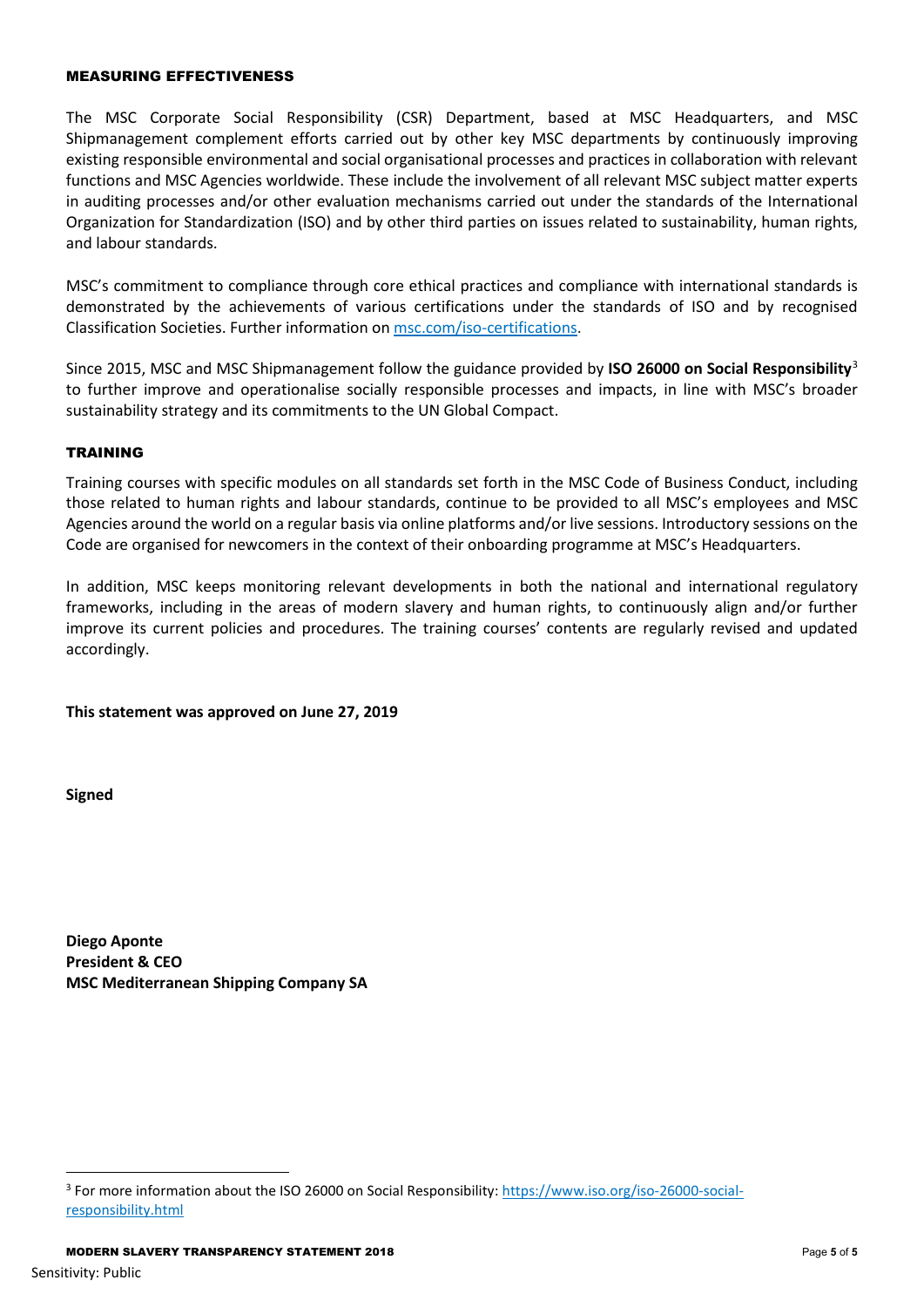## MEASURING EFFECTIVENESS

The MSC Corporate Social Responsibility (CSR) Department, based at MSC Headquarters, and MSC Shipmanagement complement efforts carried out by other key MSC departments by continuously improving existing responsible environmental and social organisational processes and practices in collaboration with relevant functions and MSC Agencies worldwide. These include the involvement of all relevant MSC subject matter experts in auditing processes and/or other evaluation mechanisms carried out under the standards of the International Organization for Standardization (ISO) and by other third parties on issues related to sustainability, human rights, and labour standards.

MSC's commitment to compliance through core ethical practices and compliance with international standards is demonstrated by the achievements of various certifications under the standards of ISO and by recognised Classification Societies. Further information on [msc.com/iso-certifications](msc.com/iso-certifications).

Since 2015, MSC and MSC Shipmanagement follow the guidance provided by **ISO 26000 on Social Responsibility**[3] to further improve and operationalise socially responsible processes and impacts, in line with MSC's broader sustainability strategy and its commitments to the UN Global Compact.

## TRAINING

Training courses with specific modules on all standards set forth in the MSC Code of Business Conduct, including those related to human rights and labour standards, continue to be provided to all MSC's employees and MSC Agencies around the world on a regular basis via online platforms and/or live sessions. Introductory sessions on the Code are organised for newcomers in the context of their onboarding programme at MSC's Headquarters.

In addition, MSC keeps monitoring relevant developments in both the national and international regulatory frameworks, including in the areas of modern slavery and human rights, to continuously align and/or further improve its current policies and procedures. The training courses' contents are regularly revised and updated accordingly.

**This statement was approved on June 27, 2019**

**Signed**

**Diego Aponte**
**President & CEO**
**MSC Mediterranean Shipping Company SA**

[3] For more information about the ISO 26000 on Social Responsibility: [https://www.iso.org/iso-26000-social-responsibility.html](https://www.iso.org/iso-26000-social-responsibility.html)